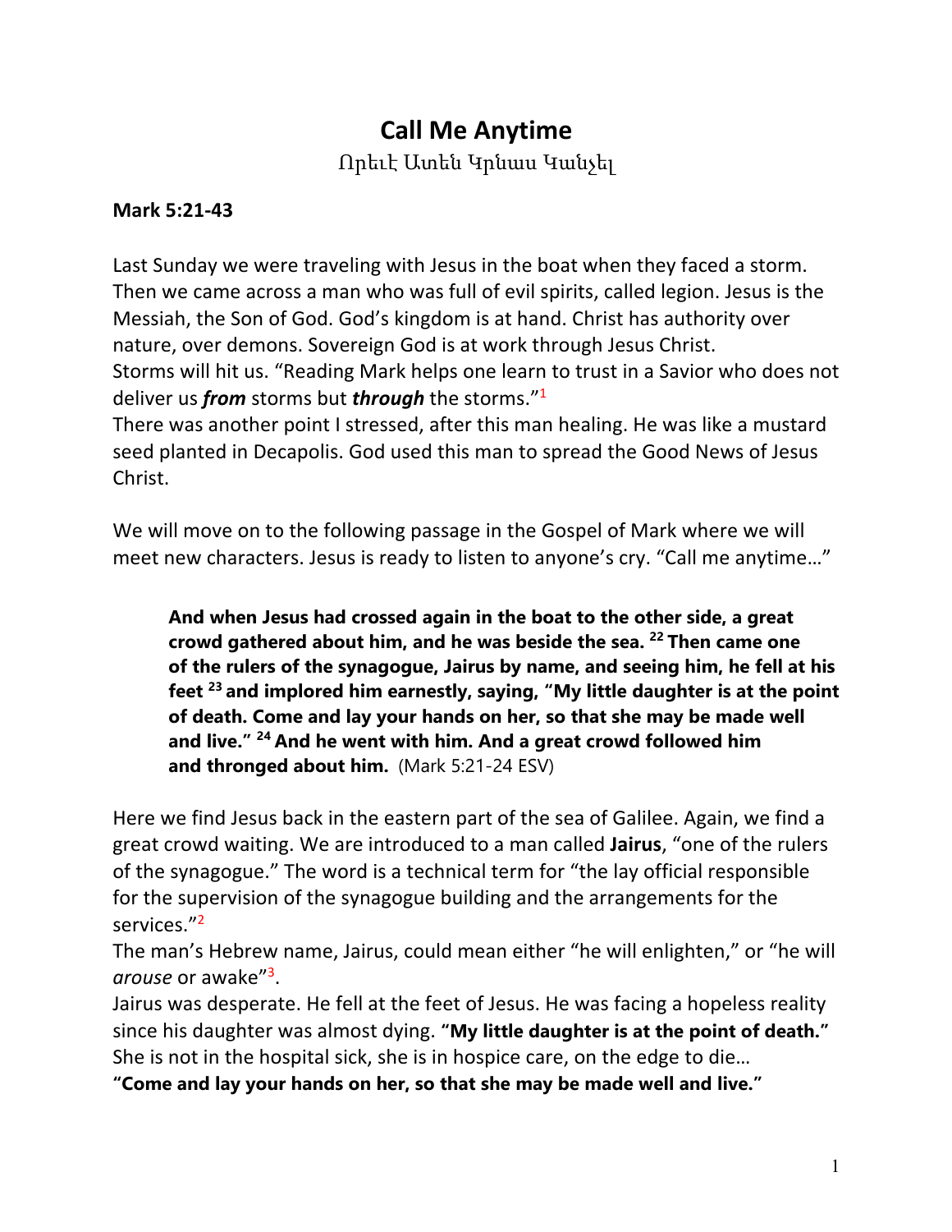# Call Me Anytime

Որեւէ Ատեն Կրնաս Կանչել

**Mark 5:21-43**

Last Sunday we were traveling with Jesus in the boat when they faced a storm. Then we came across a man who was full of evil spirits, called legion. Jesus is the Messiah, the Son of God. God's kingdom is at hand. Christ has authority over nature, over demons. Sovereign God is at work through Jesus Christ.
Storms will hit us. "Reading Mark helps one learn to trust in a Savior who does not deliver us ***from*** storms but ***through*** the storms."[1]
There was another point I stressed, after this man healing. He was like a mustard seed planted in Decapolis. God used this man to spread the Good News of Jesus Christ.

We will move on to the following passage in the Gospel of Mark where we will meet new characters. Jesus is ready to listen to anyone's cry. "Call me anytime…"

> **And when Jesus had crossed again in the boat to the other side, a great crowd gathered about him, and he was beside the sea. [22] Then came one of the rulers of the synagogue, Jairus by name, and seeing him, he fell at his feet [23] and implored him earnestly, saying, "My little daughter is at the point of death. Come and lay your hands on her, so that she may be made well and live." [24] And he went with him. And a great crowd followed him and thronged about him.** (Mark 5:21-24 ESV)

Here we find Jesus back in the eastern part of the sea of Galilee. Again, we find a great crowd waiting. We are introduced to a man called **Jairus**, "one of the rulers of the synagogue." The word is a technical term for "the lay official responsible for the supervision of the synagogue building and the arrangements for the services."[2]
The man's Hebrew name, Jairus, could mean either "he will enlighten," or "he will *arouse* or awake"[3].
Jairus was desperate. He fell at the feet of Jesus. He was facing a hopeless reality since his daughter was almost dying. **"My little daughter is at the point of death."** She is not in the hospital sick, she is in hospice care, on the edge to die…
**"Come and lay your hands on her, so that she may be made well and live."**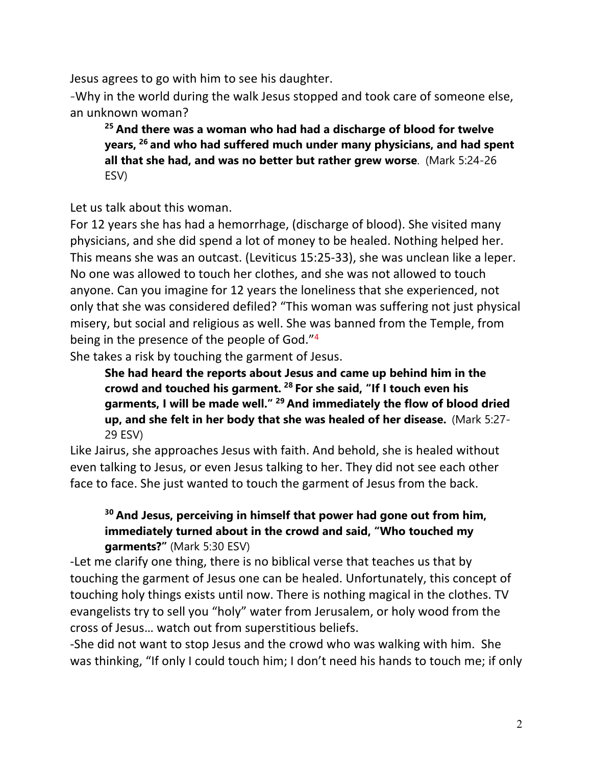Jesus agrees to go with him to see his daughter.

-Why in the world during the walk Jesus stopped and took care of someone else, an unknown woman?

> **25 And there was a woman who had had a discharge of blood for twelve years, 26 and who had suffered much under many physicians, and had spent all that she had, and was no better but rather grew worse**. (Mark 5:24-26 ESV)

Let us talk about this woman.

For 12 years she has had a hemorrhage, (discharge of blood). She visited many physicians, and she did spend a lot of money to be healed. Nothing helped her. This means she was an outcast. (Leviticus 15:25-33), she was unclean like a leper. No one was allowed to touch her clothes, and she was not allowed to touch anyone. Can you imagine for 12 years the loneliness that she experienced, not only that she was considered defiled? "This woman was suffering not just physical misery, but social and religious as well. She was banned from the Temple, from being in the presence of the people of God."[4]

She takes a risk by touching the garment of Jesus.

> **She had heard the reports about Jesus and came up behind him in the crowd and touched his garment. 28 For she said, "If I touch even his garments, I will be made well." 29 And immediately the flow of blood dried up, and she felt in her body that she was healed of her disease.** (Mark 5:27-29 ESV)

Like Jairus, she approaches Jesus with faith. And behold, she is healed without even talking to Jesus, or even Jesus talking to her. They did not see each other face to face. She just wanted to touch the garment of Jesus from the back.

> **30 And Jesus, perceiving in himself that power had gone out from him, immediately turned about in the crowd and said, "Who touched my garments?"** (Mark 5:30 ESV)

-Let me clarify one thing, there is no biblical verse that teaches us that by touching the garment of Jesus one can be healed. Unfortunately, this concept of touching holy things exists until now. There is nothing magical in the clothes. TV evangelists try to sell you "holy" water from Jerusalem, or holy wood from the cross of Jesus… watch out from superstitious beliefs.

-She did not want to stop Jesus and the crowd who was walking with him. She was thinking, "If only I could touch him; I don't need his hands to touch me; if only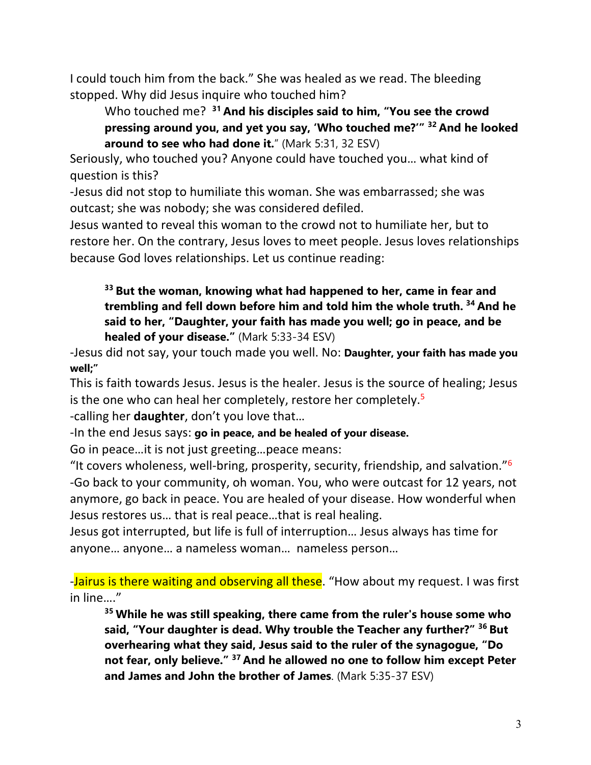I could touch him from the back." She was healed as we read. The bleeding stopped. Why did Jesus inquire who touched him?

> Who touched me? [31] **And his disciples said to him, "You see the crowd pressing around you, and yet you say, 'Who touched me?'" [32] And he looked around to see who had done it.**" (Mark 5:31, 32 ESV)

Seriously, who touched you? Anyone could have touched you… what kind of question is this?

-Jesus did not stop to humiliate this woman. She was embarrassed; she was outcast; she was nobody; she was considered defiled.

Jesus wanted to reveal this woman to the crowd not to humiliate her, but to restore her. On the contrary, Jesus loves to meet people. Jesus loves relationships because God loves relationships. Let us continue reading:

> [33] **But the woman, knowing what had happened to her, came in fear and trembling and fell down before him and told him the whole truth. [34] And he said to her, "Daughter, your faith has made you well; go in peace, and be healed of your disease."** (Mark 5:33-34 ESV)

-Jesus did not say, your touch made you well. No: **Daughter, your faith has made you well;"**

This is faith towards Jesus. Jesus is the healer. Jesus is the source of healing; Jesus is the one who can heal her completely, restore her completely.[5]

-calling her **daughter**, don't you love that…

-In the end Jesus says: **go in peace, and be healed of your disease.**

Go in peace…it is not just greeting…peace means:

"It covers wholeness, well-bring, prosperity, security, friendship, and salvation."[6]

-Go back to your community, oh woman. You, who were outcast for 12 years, not anymore, go back in peace. You are healed of your disease. How wonderful when Jesus restores us… that is real peace…that is real healing.

Jesus got interrupted, but life is full of interruption… Jesus always has time for anyone… anyone… a nameless woman… nameless person…

-Jairus is there waiting and observing all these. "How about my request. I was first in line…."

> [35] **While he was still speaking, there came from the ruler's house some who said, "Your daughter is dead. Why trouble the Teacher any further?" [36] But overhearing what they said, Jesus said to the ruler of the synagogue, "Do not fear, only believe." [37] And he allowed no one to follow him except Peter and James and John the brother of James**. (Mark 5:35-37 ESV)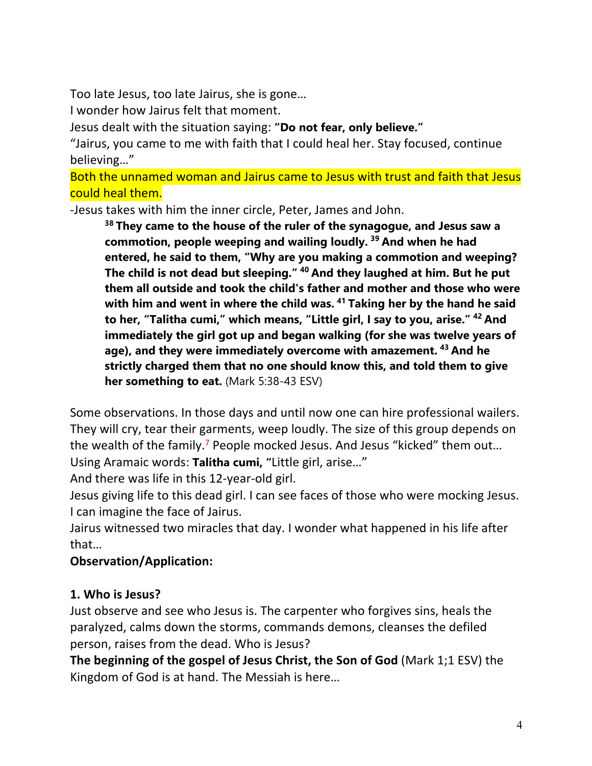Too late Jesus, too late Jairus, she is gone…

I wonder how Jairus felt that moment.

Jesus dealt with the situation saying: **"Do not fear, only believe."**

"Jairus, you came to me with faith that I could heal her. Stay focused, continue believing…"

Both the unnamed woman and Jairus came to Jesus with trust and faith that Jesus could heal them.

-Jesus takes with him the inner circle, Peter, James and John.

> **[38] They came to the house of the ruler of the synagogue, and Jesus saw a commotion, people weeping and wailing loudly. [39] And when he had entered, he said to them, "Why are you making a commotion and weeping? The child is not dead but sleeping." [40] And they laughed at him. But he put them all outside and took the child's father and mother and those who were with him and went in where the child was. [41] Taking her by the hand he said to her, "Talitha cumi," which means, "Little girl, I say to you, arise." [42] And immediately the girl got up and began walking (for she was twelve years of age), and they were immediately overcome with amazement. [43] And he strictly charged them that no one should know this, and told them to give her something to eat.** (Mark 5:38-43 ESV)

Some observations. In those days and until now one can hire professional wailers. They will cry, tear their garments, weep loudly. The size of this group depends on the wealth of the family.[7] People mocked Jesus. And Jesus "kicked" them out…

Using Aramaic words: **Talitha cumi, "**Little girl, arise…"

And there was life in this 12-year-old girl.

Jesus giving life to this dead girl. I can see faces of those who were mocking Jesus. I can imagine the face of Jairus.

Jairus witnessed two miracles that day. I wonder what happened in his life after that…

**Observation/Application:**

**1. Who is Jesus?**

Just observe and see who Jesus is. The carpenter who forgives sins, heals the paralyzed, calms down the storms, commands demons, cleanses the defiled person, raises from the dead. Who is Jesus?

**The beginning of the gospel of Jesus Christ, the Son of God** (Mark 1;1 ESV) the Kingdom of God is at hand. The Messiah is here…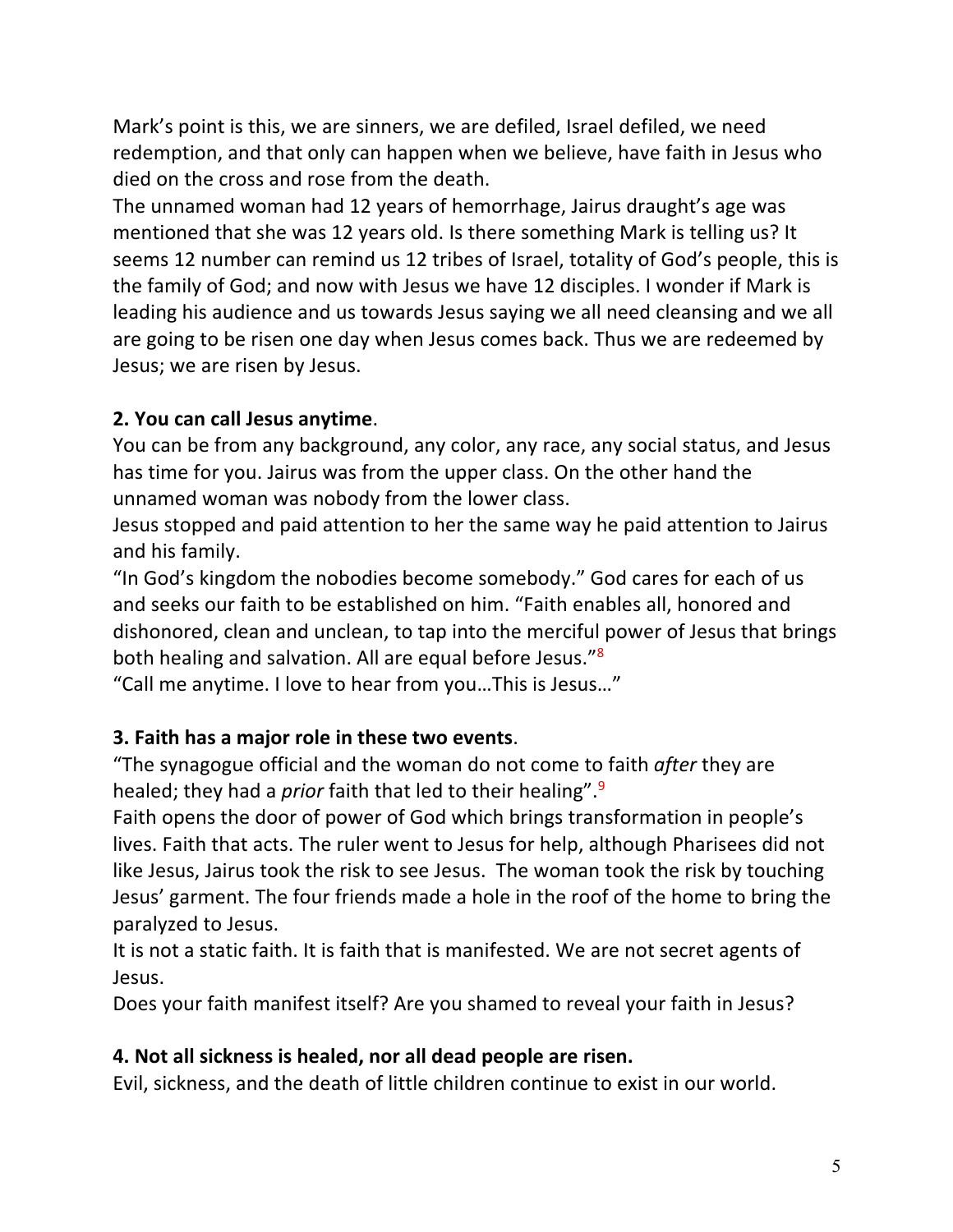Mark's point is this, we are sinners, we are defiled, Israel defiled, we need redemption, and that only can happen when we believe, have faith in Jesus who died on the cross and rose from the death.

The unnamed woman had 12 years of hemorrhage, Jairus draught's age was mentioned that she was 12 years old. Is there something Mark is telling us? It seems 12 number can remind us 12 tribes of Israel, totality of God's people, this is the family of God; and now with Jesus we have 12 disciples. I wonder if Mark is leading his audience and us towards Jesus saying we all need cleansing and we all are going to be risen one day when Jesus comes back. Thus we are redeemed by Jesus; we are risen by Jesus.

**2. You can call Jesus anytime**.

You can be from any background, any color, any race, any social status, and Jesus has time for you. Jairus was from the upper class. On the other hand the unnamed woman was nobody from the lower class.

Jesus stopped and paid attention to her the same way he paid attention to Jairus and his family.

"In God's kingdom the nobodies become somebody." God cares for each of us and seeks our faith to be established on him. "Faith enables all, honored and dishonored, clean and unclean, to tap into the merciful power of Jesus that brings both healing and salvation. All are equal before Jesus."[8]

"Call me anytime. I love to hear from you…This is Jesus…"

**3. Faith has a major role in these two events**.

"The synagogue official and the woman do not come to faith *after* they are healed; they had a *prior* faith that led to their healing".[9]

Faith opens the door of power of God which brings transformation in people's lives. Faith that acts. The ruler went to Jesus for help, although Pharisees did not like Jesus, Jairus took the risk to see Jesus. The woman took the risk by touching Jesus' garment. The four friends made a hole in the roof of the home to bring the paralyzed to Jesus.

It is not a static faith. It is faith that is manifested. We are not secret agents of Jesus.

Does your faith manifest itself? Are you shamed to reveal your faith in Jesus?

**4. Not all sickness is healed, nor all dead people are risen.**

Evil, sickness, and the death of little children continue to exist in our world.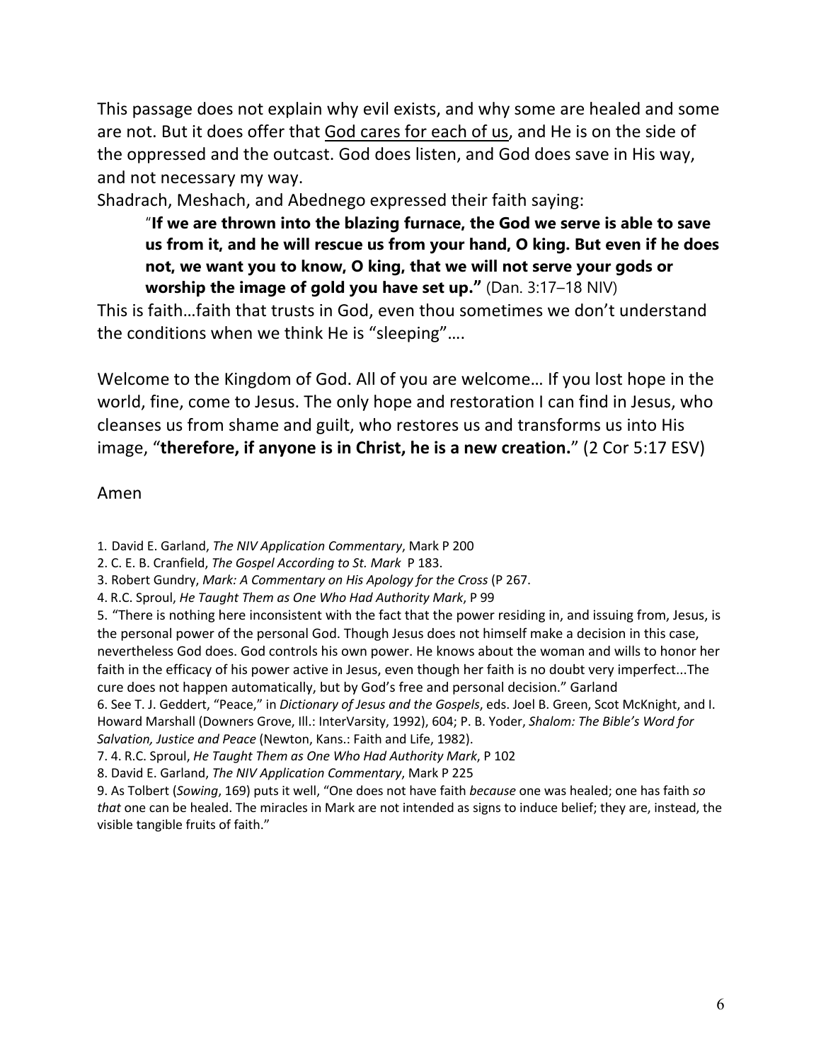This passage does not explain why evil exists, and why some are healed and some are not. But it does offer that <u>God cares for each of us</u>, and He is on the side of the oppressed and the outcast. God does listen, and God does save in His way, and not necessary my way.

Shadrach, Meshach, and Abednego expressed their faith saying:

> "**If we are thrown into the blazing furnace, the God we serve is able to save us from it, and he will rescue us from your hand, O king. But even if he does not, we want you to know, O king, that we will not serve your gods or worship the image of gold you have set up."** (Dan. 3:17–18 NIV)

This is faith…faith that trusts in God, even thou sometimes we don't understand the conditions when we think He is "sleeping"….

Welcome to the Kingdom of God. All of you are welcome… If you lost hope in the world, fine, come to Jesus. The only hope and restoration I can find in Jesus, who cleanses us from shame and guilt, who restores us and transforms us into His image, "**therefore, if anyone is in Christ, he is a new creation.**" (2 Cor 5:17 ESV)

Amen

1. David E. Garland, *The NIV Application Commentary*, Mark P 200
2. C. E. B. Cranfield, *The Gospel According to St. Mark* P 183.
3. Robert Gundry, *Mark: A Commentary on His Apology for the Cross* (P 267.
4. R.C. Sproul, *He Taught Them as One Who Had Authority Mark*, P 99
5. "There is nothing here inconsistent with the fact that the power residing in, and issuing from, Jesus, is the personal power of the personal God. Though Jesus does not himself make a decision in this case, nevertheless God does. God controls his own power. He knows about the woman and wills to honor her faith in the efficacy of his power active in Jesus, even though her faith is no doubt very imperfect...The cure does not happen automatically, but by God's free and personal decision." Garland
6. See T. J. Geddert, "Peace," in *Dictionary of Jesus and the Gospels*, eds. Joel B. Green, Scot McKnight, and I. Howard Marshall (Downers Grove, Ill.: InterVarsity, 1992), 604; P. B. Yoder, *Shalom: The Bible's Word for Salvation, Justice and Peace* (Newton, Kans.: Faith and Life, 1982).
7. 4. R.C. Sproul, *He Taught Them as One Who Had Authority Mark*, P 102
8. David E. Garland, *The NIV Application Commentary*, Mark P 225
9. As Tolbert (*Sowing*, 169) puts it well, "One does not have faith *because* one was healed; one has faith *so that* one can be healed. The miracles in Mark are not intended as signs to induce belief; they are, instead, the visible tangible fruits of faith."